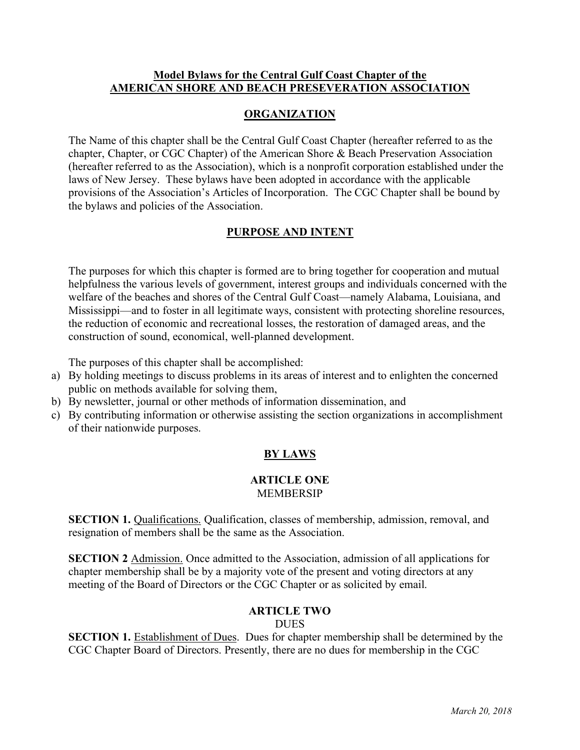# Model Bylaws for the Central Gulf Coast Chapter of the AMERICAN SHORE AND BEACH PRESEVERATION ASSOCIATION

## ORGANIZATION

The Name of this chapter shall be the Central Gulf Coast Chapter (hereafter referred to as the chapter, Chapter, or CGC Chapter) of the American Shore & Beach Preservation Association (hereafter referred to as the Association), which is a nonprofit corporation established under the laws of New Jersey. These bylaws have been adopted in accordance with the applicable provisions of the Association's Articles of Incorporation. The CGC Chapter shall be bound by the bylaws and policies of the Association.

## PURPOSE AND INTENT

The purposes for which this chapter is formed are to bring together for cooperation and mutual helpfulness the various levels of government, interest groups and individuals concerned with the welfare of the beaches and shores of the Central Gulf Coast—namely Alabama, Louisiana, and Mississippi—and to foster in all legitimate ways, consistent with protecting shoreline resources, the reduction of economic and recreational losses, the restoration of damaged areas, and the construction of sound, economical, well-planned development.

The purposes of this chapter shall be accomplished:

a) By holding meetings to discuss problems in its areas of interest and to enlighten the concerned public on methods available for solving them,
b) By newsletter, journal or other methods of information dissemination, and
c) By contributing information or otherwise assisting the section organizations in accomplishment of their nationwide purposes.

## BY LAWS

### ARTICLE ONE
MEMBERSIP

**SECTION 1.** Qualifications. Qualification, classes of membership, admission, removal, and resignation of members shall be the same as the Association.

**SECTION 2** Admission. Once admitted to the Association, admission of all applications for chapter membership shall be by a majority vote of the present and voting directors at any meeting of the Board of Directors or the CGC Chapter or as solicited by email.

### ARTICLE TWO
DUES

**SECTION 1.** Establishment of Dues. Dues for chapter membership shall be determined by the CGC Chapter Board of Directors. Presently, there are no dues for membership in the CGC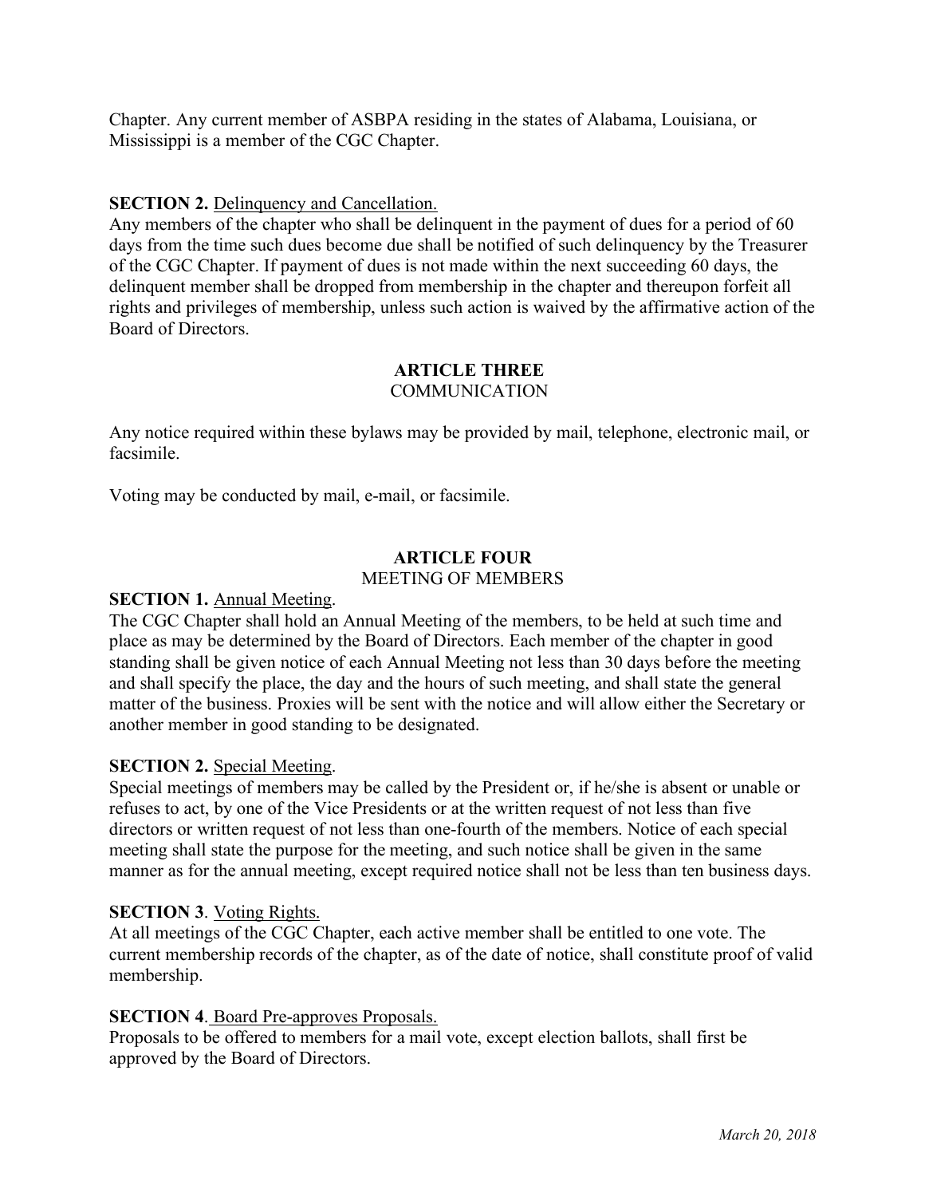Chapter. Any current member of ASBPA residing in the states of Alabama, Louisiana, or Mississippi is a member of the CGC Chapter.

**SECTION 2.** Delinquency and Cancellation.
Any members of the chapter who shall be delinquent in the payment of dues for a period of 60 days from the time such dues become due shall be notified of such delinquency by the Treasurer of the CGC Chapter. If payment of dues is not made within the next succeeding 60 days, the delinquent member shall be dropped from membership in the chapter and thereupon forfeit all rights and privileges of membership, unless such action is waived by the affirmative action of the Board of Directors.

## ARTICLE THREE
COMMUNICATION

Any notice required within these bylaws may be provided by mail, telephone, electronic mail, or facsimile.

Voting may be conducted by mail, e-mail, or facsimile.

## ARTICLE FOUR
MEETING OF MEMBERS

**SECTION 1.** Annual Meeting.
The CGC Chapter shall hold an Annual Meeting of the members, to be held at such time and place as may be determined by the Board of Directors. Each member of the chapter in good standing shall be given notice of each Annual Meeting not less than 30 days before the meeting and shall specify the place, the day and the hours of such meeting, and shall state the general matter of the business. Proxies will be sent with the notice and will allow either the Secretary or another member in good standing to be designated.

**SECTION 2.** Special Meeting.
Special meetings of members may be called by the President or, if he/she is absent or unable or refuses to act, by one of the Vice Presidents or at the written request of not less than five directors or written request of not less than one-fourth of the members. Notice of each special meeting shall state the purpose for the meeting, and such notice shall be given in the same manner as for the annual meeting, except required notice shall not be less than ten business days.

**SECTION 3**. Voting Rights.
At all meetings of the CGC Chapter, each active member shall be entitled to one vote. The current membership records of the chapter, as of the date of notice, shall constitute proof of valid membership.

**SECTION 4**. Board Pre-approves Proposals.
Proposals to be offered to members for a mail vote, except election ballots, shall first be approved by the Board of Directors.

*March 20, 2018*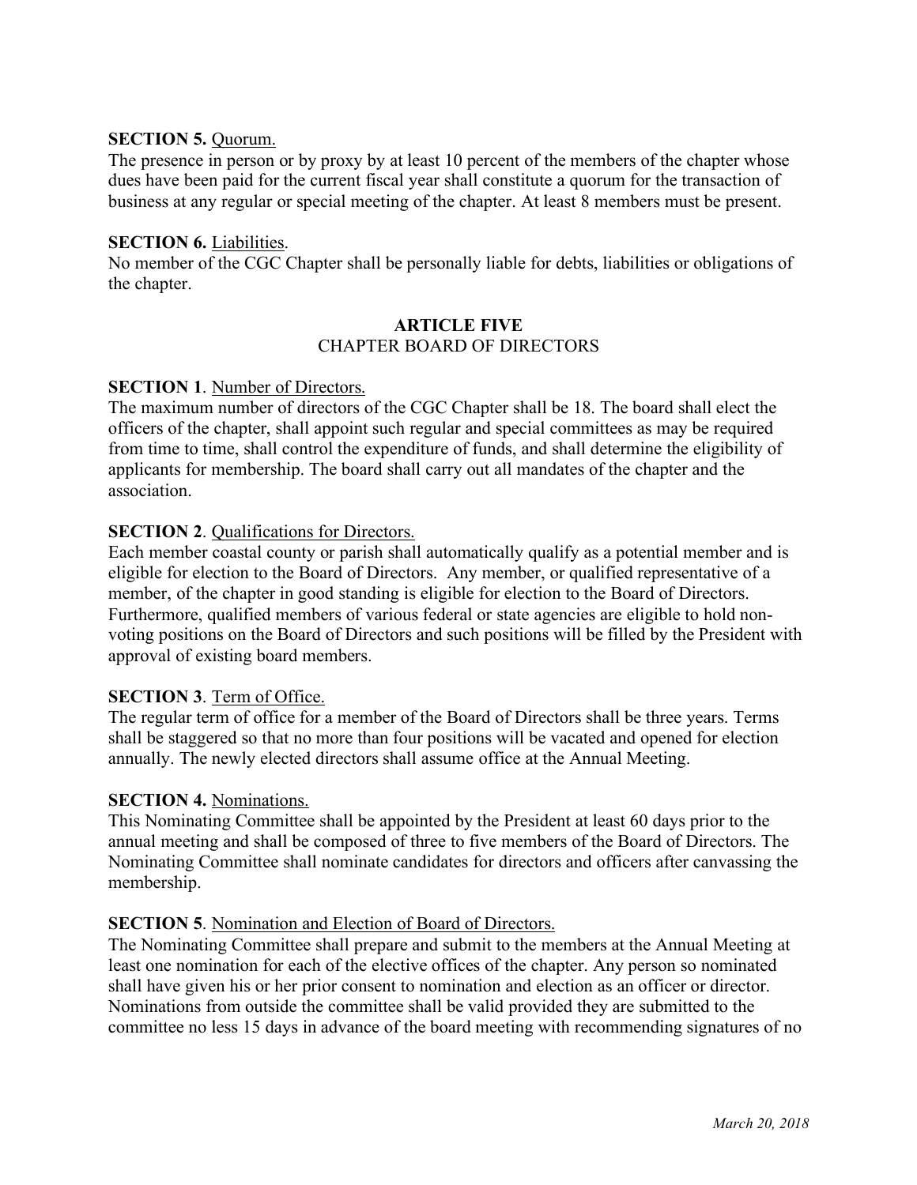**SECTION 5.** Quorum.

The presence in person or by proxy by at least 10 percent of the members of the chapter whose dues have been paid for the current fiscal year shall constitute a quorum for the transaction of business at any regular or special meeting of the chapter. At least 8 members must be present.

**SECTION 6.** Liabilities.

No member of the CGC Chapter shall be personally liable for debts, liabilities or obligations of the chapter.

## ARTICLE FIVE
CHAPTER BOARD OF DIRECTORS

**SECTION 1**. Number of Directors.

The maximum number of directors of the CGC Chapter shall be 18. The board shall elect the officers of the chapter, shall appoint such regular and special committees as may be required from time to time, shall control the expenditure of funds, and shall determine the eligibility of applicants for membership. The board shall carry out all mandates of the chapter and the association.

**SECTION 2**. Qualifications for Directors.

Each member coastal county or parish shall automatically qualify as a potential member and is eligible for election to the Board of Directors. Any member, or qualified representative of a member, of the chapter in good standing is eligible for election to the Board of Directors. Furthermore, qualified members of various federal or state agencies are eligible to hold non-voting positions on the Board of Directors and such positions will be filled by the President with approval of existing board members.

**SECTION 3**. Term of Office.

The regular term of office for a member of the Board of Directors shall be three years. Terms shall be staggered so that no more than four positions will be vacated and opened for election annually. The newly elected directors shall assume office at the Annual Meeting.

**SECTION 4.** Nominations.

This Nominating Committee shall be appointed by the President at least 60 days prior to the annual meeting and shall be composed of three to five members of the Board of Directors. The Nominating Committee shall nominate candidates for directors and officers after canvassing the membership.

**SECTION 5**. Nomination and Election of Board of Directors.

The Nominating Committee shall prepare and submit to the members at the Annual Meeting at least one nomination for each of the elective offices of the chapter. Any person so nominated shall have given his or her prior consent to nomination and election as an officer or director. Nominations from outside the committee shall be valid provided they are submitted to the committee no less 15 days in advance of the board meeting with recommending signatures of no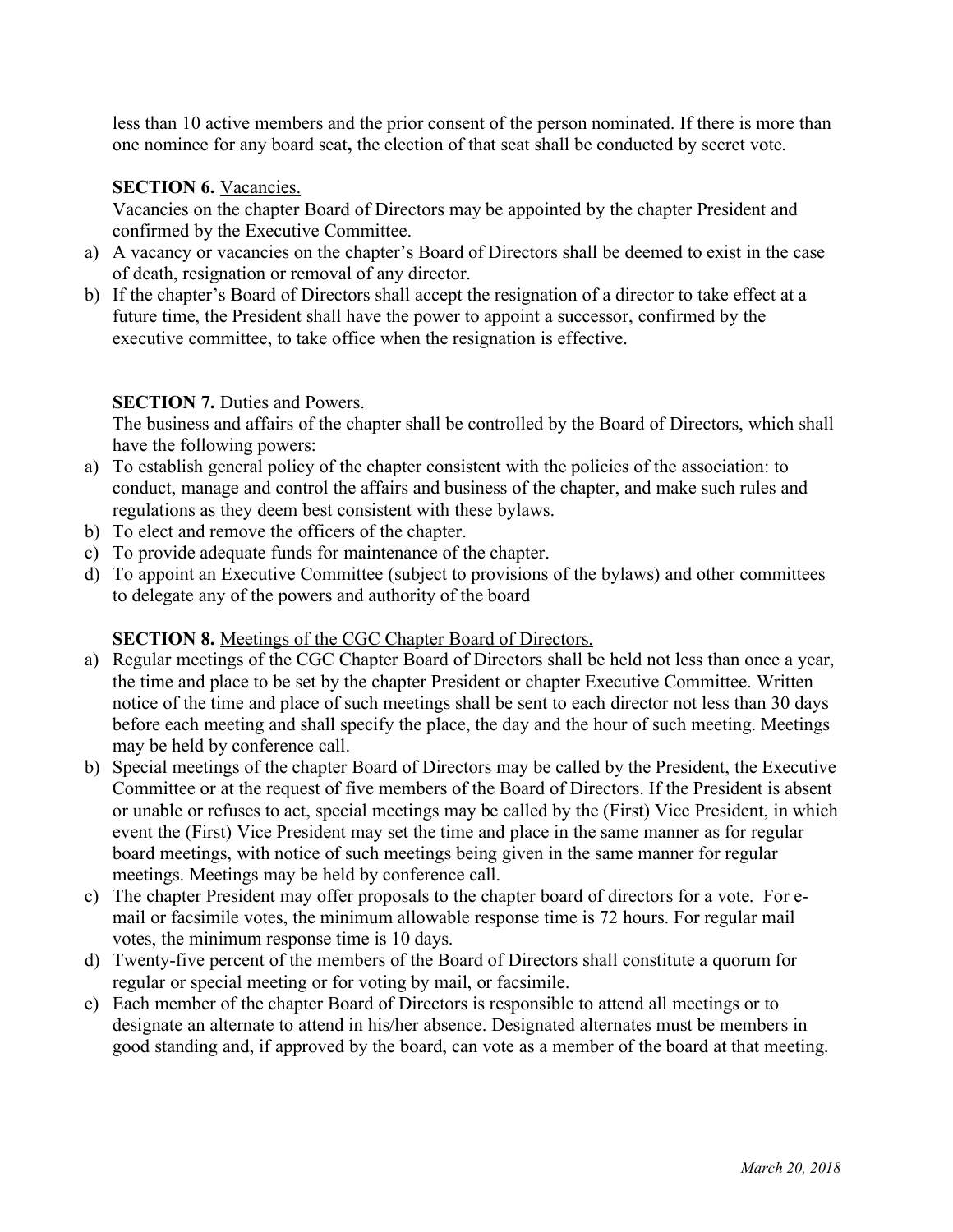less than 10 active members and the prior consent of the person nominated. If there is more than one nominee for any board seat**,** the election of that seat shall be conducted by secret vote.

**SECTION 6.** Vacancies.

Vacancies on the chapter Board of Directors may be appointed by the chapter President and confirmed by the Executive Committee.

a) A vacancy or vacancies on the chapter's Board of Directors shall be deemed to exist in the case of death, resignation or removal of any director.
b) If the chapter's Board of Directors shall accept the resignation of a director to take effect at a future time, the President shall have the power to appoint a successor, confirmed by the executive committee, to take office when the resignation is effective.

**SECTION 7.** Duties and Powers.

The business and affairs of the chapter shall be controlled by the Board of Directors, which shall have the following powers:

a) To establish general policy of the chapter consistent with the policies of the association: to conduct, manage and control the affairs and business of the chapter, and make such rules and regulations as they deem best consistent with these bylaws.
b) To elect and remove the officers of the chapter.
c) To provide adequate funds for maintenance of the chapter.
d) To appoint an Executive Committee (subject to provisions of the bylaws) and other committees to delegate any of the powers and authority of the board

**SECTION 8.** Meetings of the CGC Chapter Board of Directors.

a) Regular meetings of the CGC Chapter Board of Directors shall be held not less than once a year, the time and place to be set by the chapter President or chapter Executive Committee. Written notice of the time and place of such meetings shall be sent to each director not less than 30 days before each meeting and shall specify the place, the day and the hour of such meeting. Meetings may be held by conference call.
b) Special meetings of the chapter Board of Directors may be called by the President, the Executive Committee or at the request of five members of the Board of Directors. If the President is absent or unable or refuses to act, special meetings may be called by the (First) Vice President, in which event the (First) Vice President may set the time and place in the same manner as for regular board meetings, with notice of such meetings being given in the same manner for regular meetings. Meetings may be held by conference call.
c) The chapter President may offer proposals to the chapter board of directors for a vote. For e-mail or facsimile votes, the minimum allowable response time is 72 hours. For regular mail votes, the minimum response time is 10 days.
d) Twenty-five percent of the members of the Board of Directors shall constitute a quorum for regular or special meeting or for voting by mail, or facsimile.
e) Each member of the chapter Board of Directors is responsible to attend all meetings or to designate an alternate to attend in his/her absence. Designated alternates must be members in good standing and, if approved by the board, can vote as a member of the board at that meeting.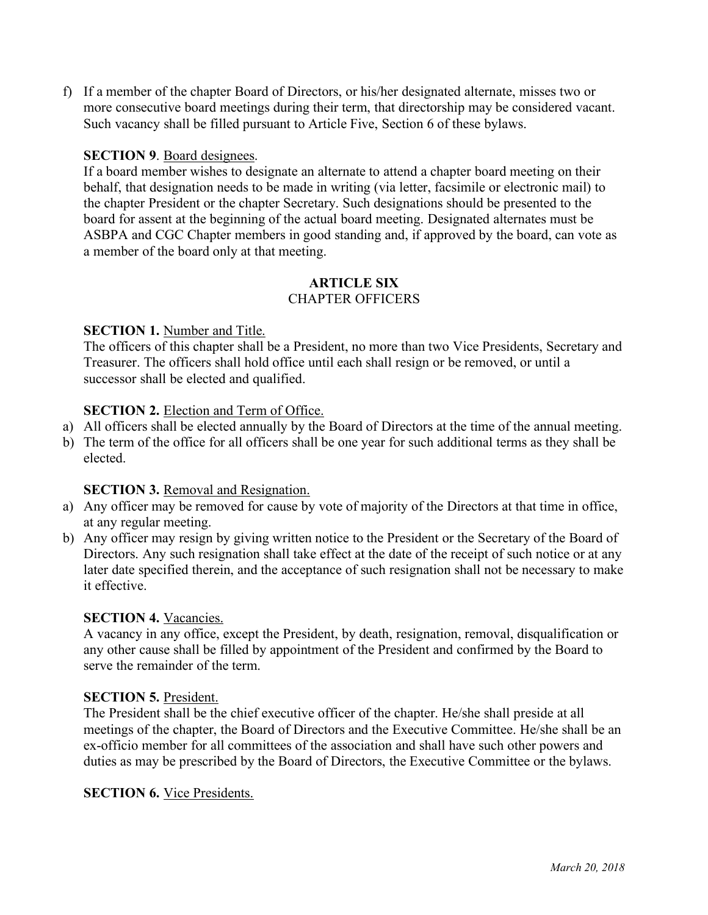f) If a member of the chapter Board of Directors, or his/her designated alternate, misses two or more consecutive board meetings during their term, that directorship may be considered vacant. Such vacancy shall be filled pursuant to Article Five, Section 6 of these bylaws.

**SECTION 9**. Board designees.

If a board member wishes to designate an alternate to attend a chapter board meeting on their behalf, that designation needs to be made in writing (via letter, facsimile or electronic mail) to the chapter President or the chapter Secretary. Such designations should be presented to the board for assent at the beginning of the actual board meeting. Designated alternates must be ASBPA and CGC Chapter members in good standing and, if approved by the board, can vote as a member of the board only at that meeting.

## ARTICLE SIX
## CHAPTER OFFICERS

**SECTION 1.** Number and Title.

The officers of this chapter shall be a President, no more than two Vice Presidents, Secretary and Treasurer. The officers shall hold office until each shall resign or be removed, or until a successor shall be elected and qualified.

**SECTION 2.** Election and Term of Office.

a) All officers shall be elected annually by the Board of Directors at the time of the annual meeting.
b) The term of the office for all officers shall be one year for such additional terms as they shall be elected.

**SECTION 3.** Removal and Resignation.

a) Any officer may be removed for cause by vote of majority of the Directors at that time in office, at any regular meeting.
b) Any officer may resign by giving written notice to the President or the Secretary of the Board of Directors. Any such resignation shall take effect at the date of the receipt of such notice or at any later date specified therein, and the acceptance of such resignation shall not be necessary to make it effective.

**SECTION 4.** Vacancies.

A vacancy in any office, except the President, by death, resignation, removal, disqualification or any other cause shall be filled by appointment of the President and confirmed by the Board to serve the remainder of the term.

**SECTION 5.** President.

The President shall be the chief executive officer of the chapter. He/she shall preside at all meetings of the chapter, the Board of Directors and the Executive Committee. He/she shall be an ex-officio member for all committees of the association and shall have such other powers and duties as may be prescribed by the Board of Directors, the Executive Committee or the bylaws.

**SECTION 6.** Vice Presidents.

*March 20, 2018*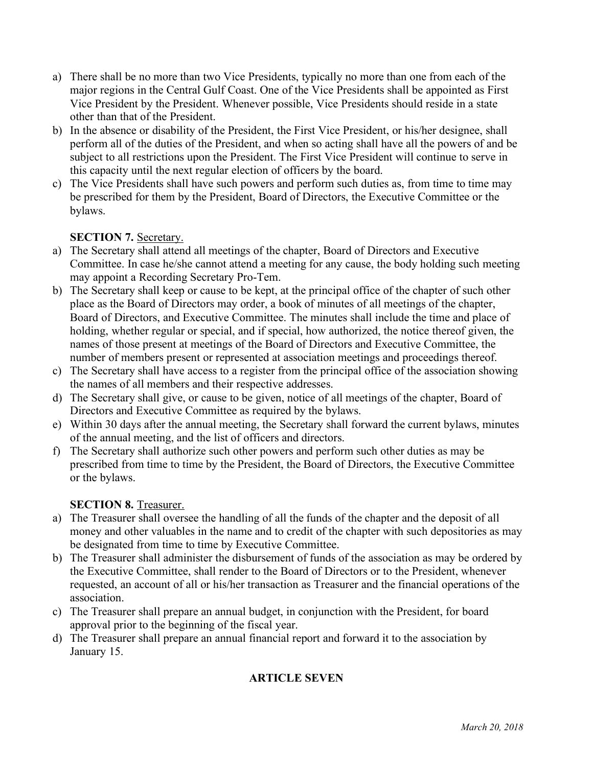a) There shall be no more than two Vice Presidents, typically no more than one from each of the major regions in the Central Gulf Coast. One of the Vice Presidents shall be appointed as First Vice President by the President. Whenever possible, Vice Presidents should reside in a state other than that of the President.
b) In the absence or disability of the President, the First Vice President, or his/her designee, shall perform all of the duties of the President, and when so acting shall have all the powers of and be subject to all restrictions upon the President. The First Vice President will continue to serve in this capacity until the next regular election of officers by the board.
c) The Vice Presidents shall have such powers and perform such duties as, from time to time may be prescribed for them by the President, Board of Directors, the Executive Committee or the bylaws.

**SECTION 7.** Secretary.

a) The Secretary shall attend all meetings of the chapter, Board of Directors and Executive Committee. In case he/she cannot attend a meeting for any cause, the body holding such meeting may appoint a Recording Secretary Pro-Tem.
b) The Secretary shall keep or cause to be kept, at the principal office of the chapter of such other place as the Board of Directors may order, a book of minutes of all meetings of the chapter, Board of Directors, and Executive Committee. The minutes shall include the time and place of holding, whether regular or special, and if special, how authorized, the notice thereof given, the names of those present at meetings of the Board of Directors and Executive Committee, the number of members present or represented at association meetings and proceedings thereof.
c) The Secretary shall have access to a register from the principal office of the association showing the names of all members and their respective addresses.
d) The Secretary shall give, or cause to be given, notice of all meetings of the chapter, Board of Directors and Executive Committee as required by the bylaws.
e) Within 30 days after the annual meeting, the Secretary shall forward the current bylaws, minutes of the annual meeting, and the list of officers and directors.
f) The Secretary shall authorize such other powers and perform such other duties as may be prescribed from time to time by the President, the Board of Directors, the Executive Committee or the bylaws.

**SECTION 8.** Treasurer.

a) The Treasurer shall oversee the handling of all the funds of the chapter and the deposit of all money and other valuables in the name and to credit of the chapter with such depositories as may be designated from time to time by Executive Committee.
b) The Treasurer shall administer the disbursement of funds of the association as may be ordered by the Executive Committee, shall render to the Board of Directors or to the President, whenever requested, an account of all or his/her transaction as Treasurer and the financial operations of the association.
c) The Treasurer shall prepare an annual budget, in conjunction with the President, for board approval prior to the beginning of the fiscal year.
d) The Treasurer shall prepare an annual financial report and forward it to the association by January 15.

## ARTICLE SEVEN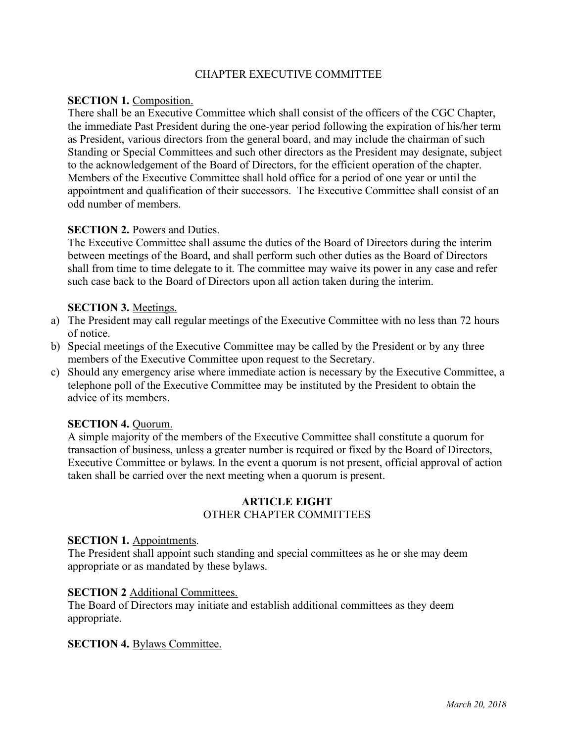## CHAPTER EXECUTIVE COMMITTEE

**SECTION 1.** Composition.
There shall be an Executive Committee which shall consist of the officers of the CGC Chapter, the immediate Past President during the one-year period following the expiration of his/her term as President, various directors from the general board, and may include the chairman of such Standing or Special Committees and such other directors as the President may designate, subject to the acknowledgement of the Board of Directors, for the efficient operation of the chapter. Members of the Executive Committee shall hold office for a period of one year or until the appointment and qualification of their successors. The Executive Committee shall consist of an odd number of members.

**SECTION 2.** Powers and Duties.
The Executive Committee shall assume the duties of the Board of Directors during the interim between meetings of the Board, and shall perform such other duties as the Board of Directors shall from time to time delegate to it. The committee may waive its power in any case and refer such case back to the Board of Directors upon all action taken during the interim.

**SECTION 3.** Meetings.

a) The President may call regular meetings of the Executive Committee with no less than 72 hours of notice.
b) Special meetings of the Executive Committee may be called by the President or by any three members of the Executive Committee upon request to the Secretary.
c) Should any emergency arise where immediate action is necessary by the Executive Committee, a telephone poll of the Executive Committee may be instituted by the President to obtain the advice of its members.

**SECTION 4.** Quorum.
A simple majority of the members of the Executive Committee shall constitute a quorum for transaction of business, unless a greater number is required or fixed by the Board of Directors, Executive Committee or bylaws. In the event a quorum is not present, official approval of action taken shall be carried over the next meeting when a quorum is present.

# ARTICLE EIGHT
## OTHER CHAPTER COMMITTEES

**SECTION 1.** Appointments.
The President shall appoint such standing and special committees as he or she may deem appropriate or as mandated by these bylaws.

**SECTION 2** Additional Committees.
The Board of Directors may initiate and establish additional committees as they deem appropriate.

**SECTION 4.** Bylaws Committee.

*March 20, 2018*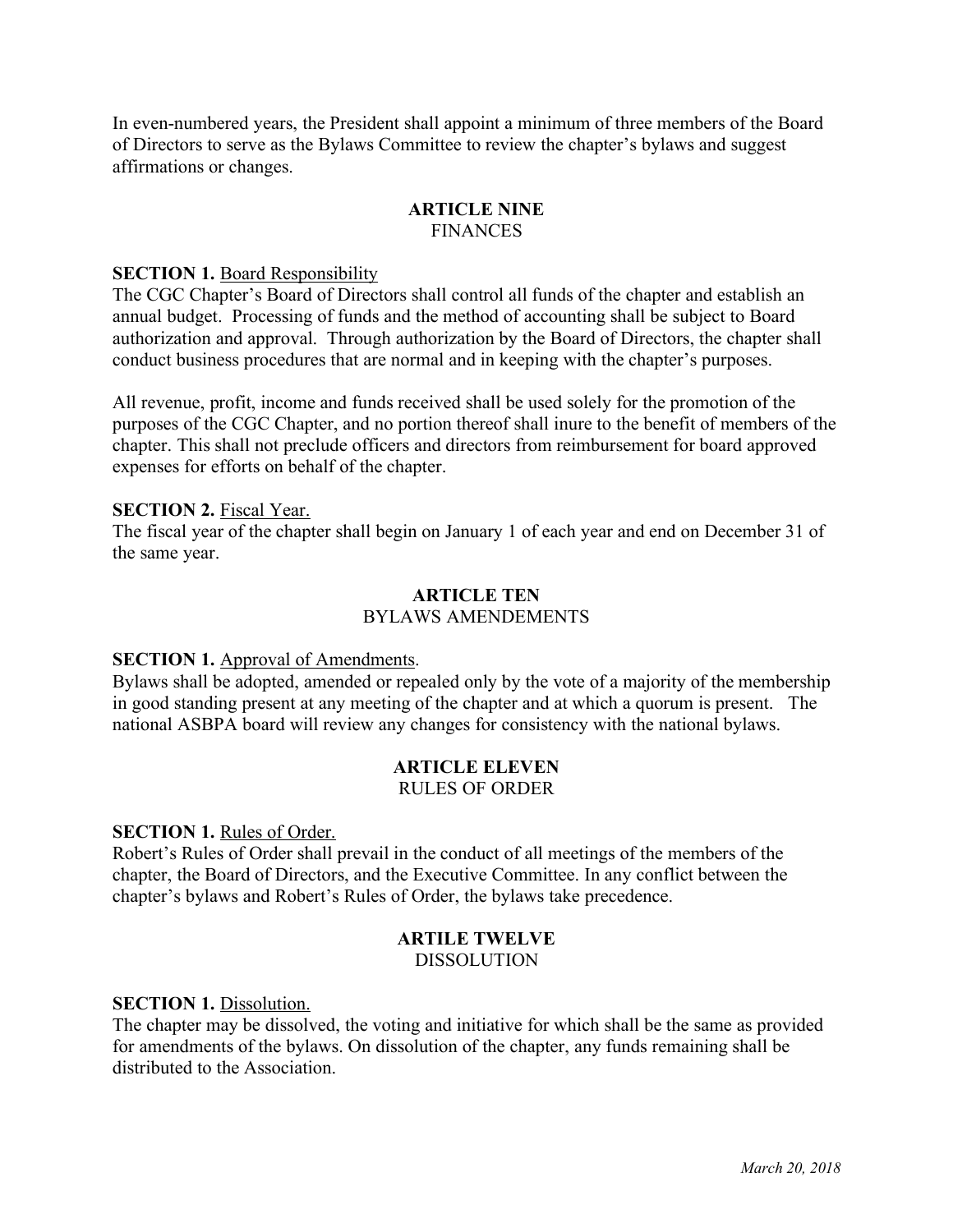In even-numbered years, the President shall appoint a minimum of three members of the Board of Directors to serve as the Bylaws Committee to review the chapter's bylaws and suggest affirmations or changes.

## ARTICLE NINE
FINANCES

**SECTION 1.** Board Responsibility
The CGC Chapter's Board of Directors shall control all funds of the chapter and establish an annual budget. Processing of funds and the method of accounting shall be subject to Board authorization and approval. Through authorization by the Board of Directors, the chapter shall conduct business procedures that are normal and in keeping with the chapter's purposes.

All revenue, profit, income and funds received shall be used solely for the promotion of the purposes of the CGC Chapter, and no portion thereof shall inure to the benefit of members of the chapter. This shall not preclude officers and directors from reimbursement for board approved expenses for efforts on behalf of the chapter.

**SECTION 2.** Fiscal Year.
The fiscal year of the chapter shall begin on January 1 of each year and end on December 31 of the same year.

## ARTICLE TEN
BYLAWS AMENDEMENTS

**SECTION 1.** Approval of Amendments.
Bylaws shall be adopted, amended or repealed only by the vote of a majority of the membership in good standing present at any meeting of the chapter and at which a quorum is present. The national ASBPA board will review any changes for consistency with the national bylaws.

## ARTICLE ELEVEN
RULES OF ORDER

**SECTION 1.** Rules of Order.
Robert's Rules of Order shall prevail in the conduct of all meetings of the members of the chapter, the Board of Directors, and the Executive Committee. In any conflict between the chapter's bylaws and Robert's Rules of Order, the bylaws take precedence.

## ARTILE TWELVE
DISSOLUTION

**SECTION 1.** Dissolution.
The chapter may be dissolved, the voting and initiative for which shall be the same as provided for amendments of the bylaws. On dissolution of the chapter, any funds remaining shall be distributed to the Association.

*March 20, 2018*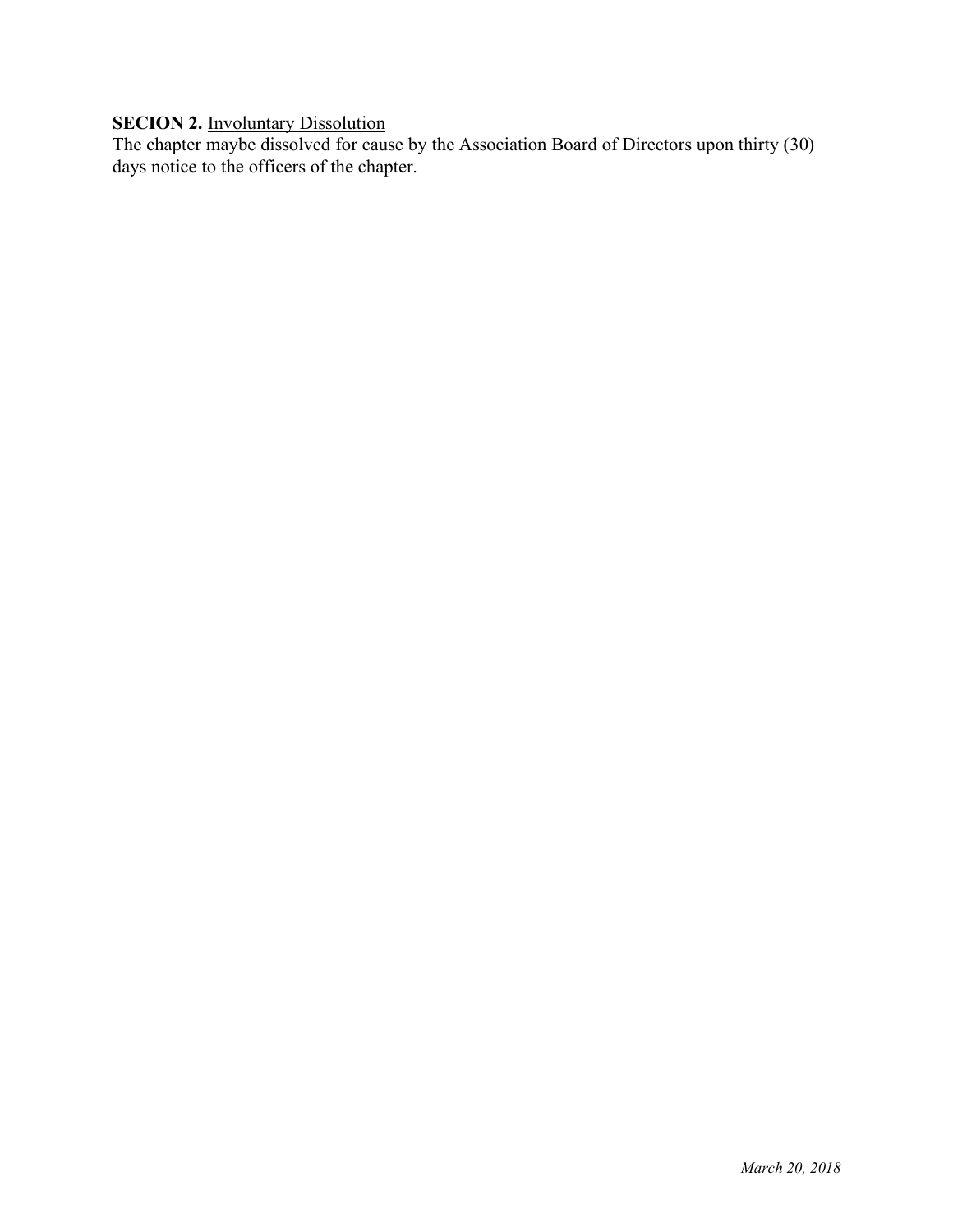**SECION 2.** Involuntary Dissolution
The chapter maybe dissolved for cause by the Association Board of Directors upon thirty (30) days notice to the officers of the chapter.

*March 20, 2018*